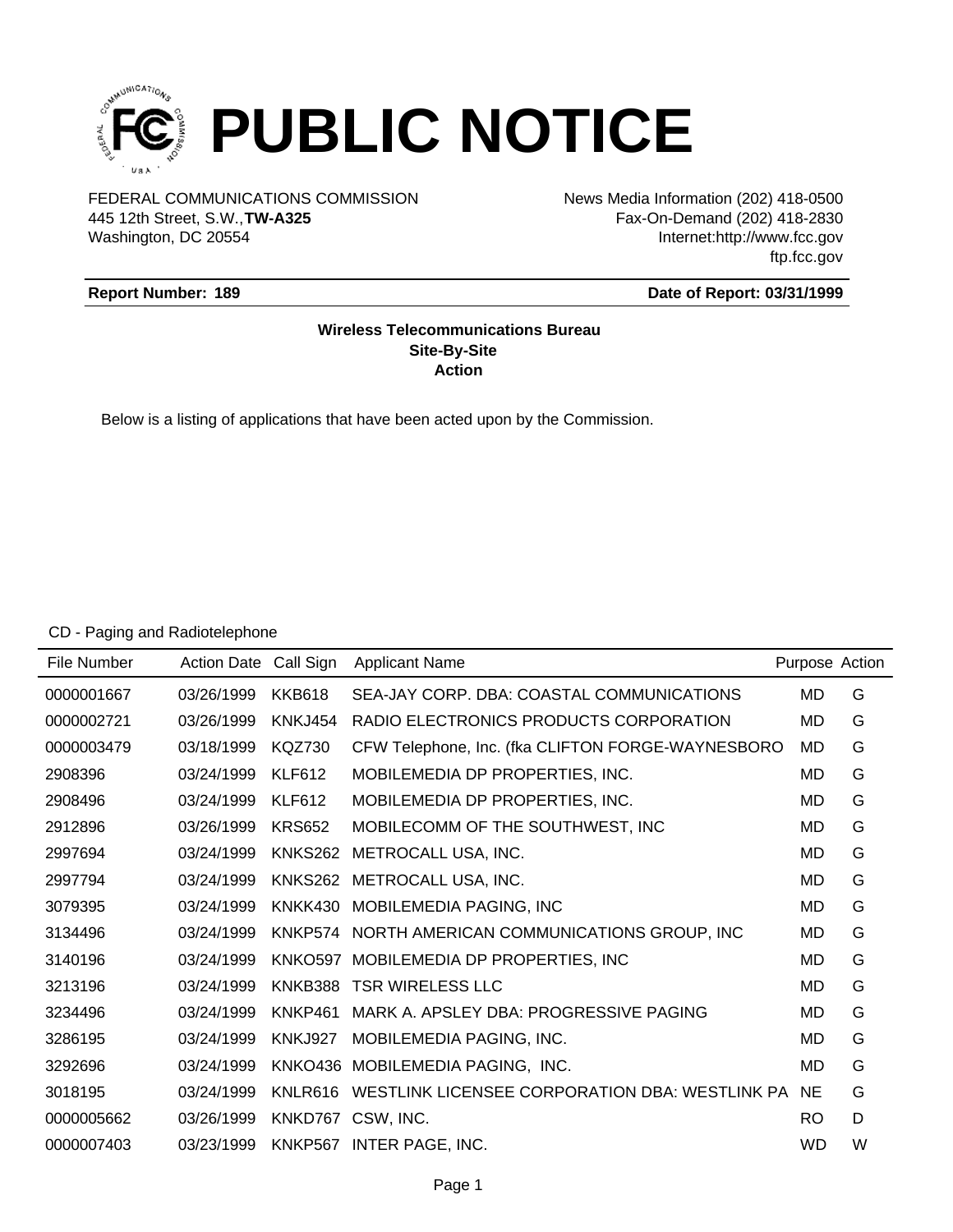# PUBLIC NOTICE

FEDERAL COMMUNICATIONS COMMISSION
445 12th Street, S.W.,**TW-A325**
Washington, DC 20554

News Media Information (202) 418-0500
Fax-On-Demand (202) 418-2830
Internet:http://www.fcc.gov
ftp.fcc.gov

**Report Number: 189** **Date of Report: 03/31/1999**

**Wireless Telecommunications Bureau**
**Site-By-Site**
**Action**

Below is a listing of applications that have been acted upon by the Commission.

CD - Paging and Radiotelephone

| File Number | Action Date | Call Sign | Applicant Name | Purpose | Action |
|---|---|---|---|---|---|
| 0000001667 | 03/26/1999 | KKB618 | SEA-JAY CORP. DBA: COASTAL COMMUNICATIONS | MD | G |
| 0000002721 | 03/26/1999 | KNKJ454 | RADIO ELECTRONICS PRODUCTS CORPORATION | MD | G |
| 0000003479 | 03/18/1999 | KQZ730 | CFW Telephone, Inc. (fka CLIFTON FORGE-WAYNESBORO | MD | G |
| 2908396 | 03/24/1999 | KLF612 | MOBILEMEDIA DP PROPERTIES, INC. | MD | G |
| 2908496 | 03/24/1999 | KLF612 | MOBILEMEDIA DP PROPERTIES, INC. | MD | G |
| 2912896 | 03/26/1999 | KRS652 | MOBILECOMM OF THE SOUTHWEST, INC | MD | G |
| 2997694 | 03/24/1999 | KNKS262 | METROCALL USA, INC. | MD | G |
| 2997794 | 03/24/1999 | KNKS262 | METROCALL USA, INC. | MD | G |
| 3079395 | 03/24/1999 | KNKK430 | MOBILEMEDIA PAGING, INC | MD | G |
| 3134496 | 03/24/1999 | KNKP574 | NORTH AMERICAN COMMUNICATIONS GROUP, INC | MD | G |
| 3140196 | 03/24/1999 | KNKO597 | MOBILEMEDIA DP PROPERTIES, INC | MD | G |
| 3213196 | 03/24/1999 | KNKB388 | TSR WIRELESS LLC | MD | G |
| 3234496 | 03/24/1999 | KNKP461 | MARK A. APSLEY DBA: PROGRESSIVE PAGING | MD | G |
| 3286195 | 03/24/1999 | KNKJ927 | MOBILEMEDIA PAGING, INC. | MD | G |
| 3292696 | 03/24/1999 | KNKO436 | MOBILEMEDIA PAGING, INC. | MD | G |
| 3018195 | 03/24/1999 | KNLR616 | WESTLINK LICENSEE CORPORATION DBA: WESTLINK PA | NE | G |
| 0000005662 | 03/26/1999 | KNKD767 | CSW, INC. | RO | D |
| 0000007403 | 03/23/1999 | KNKP567 | INTER PAGE, INC. | WD | W |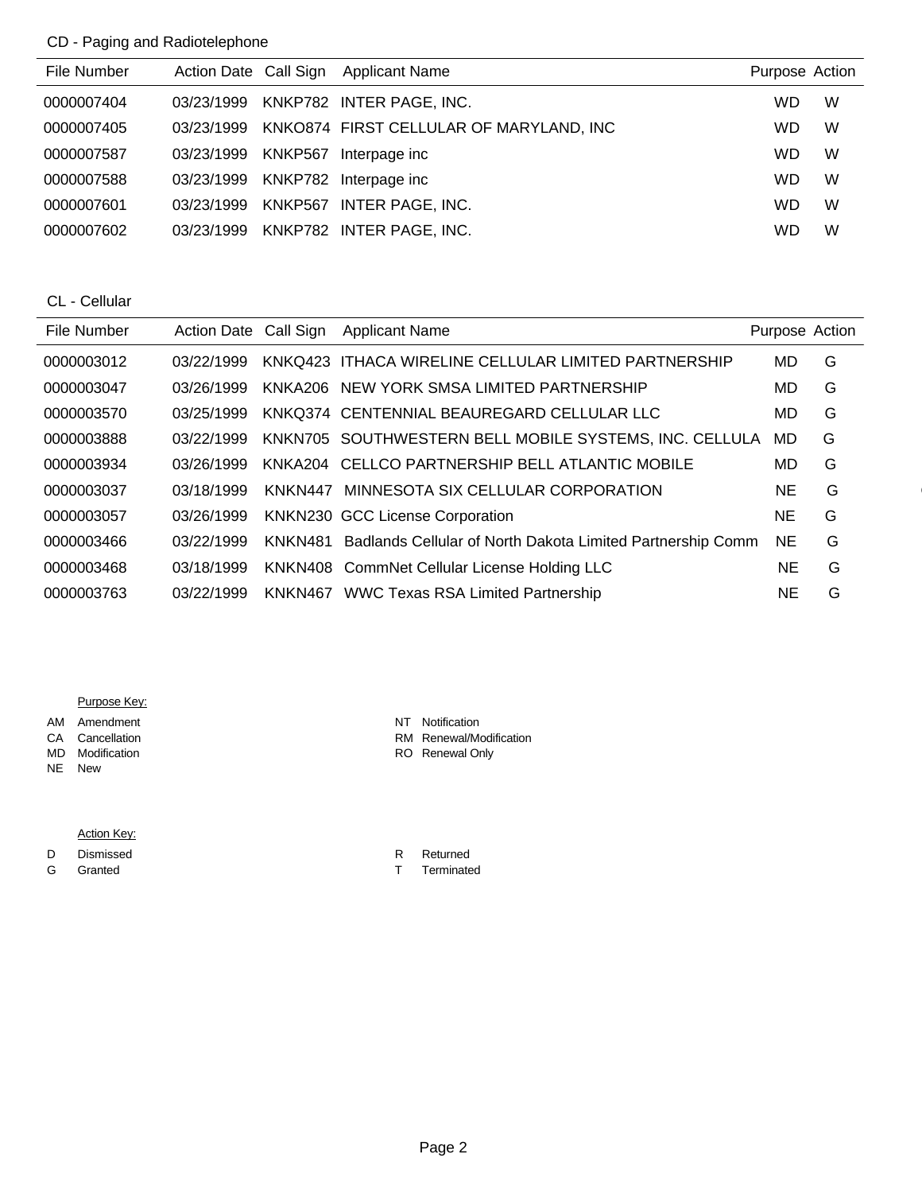CD - Paging and Radiotelephone

| File Number | Action Date | Call Sign | Applicant Name | Purpose | Action |
|---|---|---|---|---|---|
| 0000007404 | 03/23/1999 | KNKP782 | INTER PAGE, INC. | WD | W |
| 0000007405 | 03/23/1999 | KNKO874 | FIRST CELLULAR OF MARYLAND, INC | WD | W |
| 0000007587 | 03/23/1999 | KNKP567 | Interpage inc | WD | W |
| 0000007588 | 03/23/1999 | KNKP782 | Interpage inc | WD | W |
| 0000007601 | 03/23/1999 | KNKP567 | INTER PAGE, INC. | WD | W |
| 0000007602 | 03/23/1999 | KNKP782 | INTER PAGE, INC. | WD | W |

CL - Cellular

| File Number | Action Date | Call Sign | Applicant Name | Purpose | Action |
|---|---|---|---|---|---|
| 0000003012 | 03/22/1999 | KNKQ423 | ITHACA WIRELINE CELLULAR LIMITED PARTNERSHIP | MD | G |
| 0000003047 | 03/26/1999 | KNKA206 | NEW YORK SMSA LIMITED PARTNERSHIP | MD | G |
| 0000003570 | 03/25/1999 | KNKQ374 | CENTENNIAL BEAUREGARD CELLULAR LLC | MD | G |
| 0000003888 | 03/22/1999 | KNKN705 | SOUTHWESTERN BELL MOBILE SYSTEMS, INC. CELLULA | MD | G |
| 0000003934 | 03/26/1999 | KNKA204 | CELLCO PARTNERSHIP BELL ATLANTIC MOBILE | MD | G |
| 0000003037 | 03/18/1999 | KNKN447 | MINNESOTA SIX CELLULAR CORPORATION | NE | G |
| 0000003057 | 03/26/1999 | KNKN230 | GCC License Corporation | NE | G |
| 0000003466 | 03/22/1999 | KNKN481 | Badlands Cellular of North Dakota Limited Partnership Comm | NE | G |
| 0000003468 | 03/18/1999 | KNKN408 | CommNet Cellular License Holding LLC | NE | G |
| 0000003763 | 03/22/1999 | KNKN467 | WWC Texas RSA Limited Partnership | NE | G |

Purpose Key:

AM Amendment
CA Cancellation
MD Modification
NE New
NT Notification
RM Renewal/Modification
RO Renewal Only

Action Key:

D Dismissed
G Granted
R Returned
T Terminated